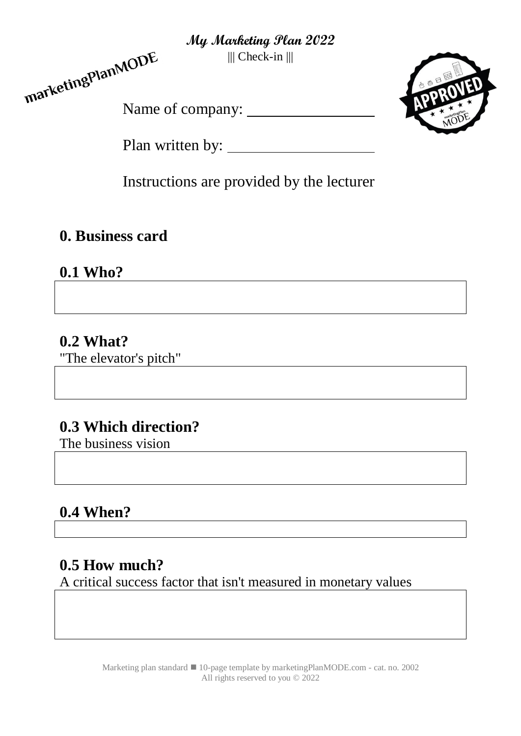**My Marketing Plan 2022**

||| Check-in |||

marketingPlanMODE

Name of company: \_\_\_\_\_\_\_\_\_\_\_\_\_\_\_\_\_\_

Plan written by: \_\_\_\_\_\_\_\_\_\_\_\_\_\_\_\_\_\_\_\_

Instructions are provided by the lecturer

## 0. Business card

### 0.1 Who?

### 0.2 What?

"The elevator's pitch"

### 0.3 Which direction?

The business vision

### 0.4 When?

### 0.5 How much?

A critical success factor that isn't measured in monetary values

Marketing plan standard ■ 10-page template by marketingPlanMODE.com - cat. no. 2002
All rights reserved to you © 2022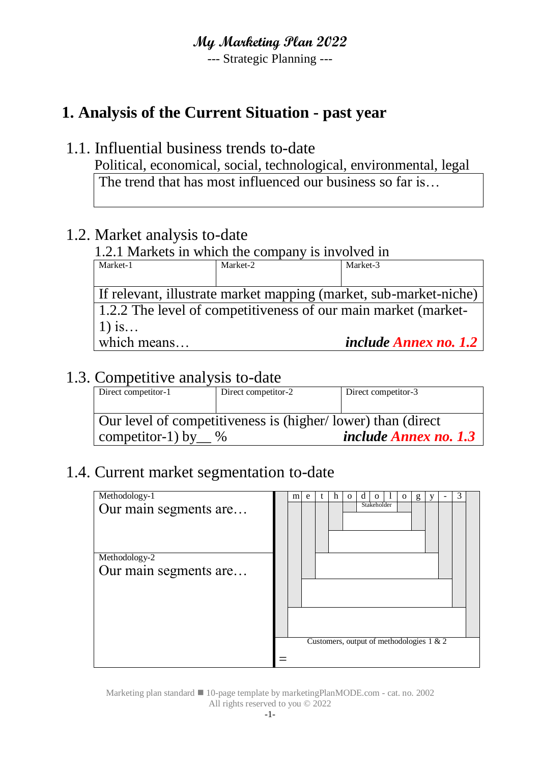**My Marketing Plan 2022**

--- Strategic Planning ---

# 1. Analysis of the Current Situation - past year

## 1.1. Influential business trends to-date

Political, economical, social, technological, environmental, legal

| The trend that has most influenced our business so far is… |
|---|

## 1.2. Market analysis to-date

### 1.2.1 Markets in which the company is involved in

| Market-1 | Market-2 | Market-3 |
|---|---|---|
| If relevant, illustrate market mapping (market, sub-market-niche) | | |
| 1.2.2 The level of competitiveness of our main market (market-1) is… which means… ***include Annex no. 1.2*** | | |

## 1.3. Competitive analysis to-date

| Direct competitor-1 | Direct competitor-2 | Direct competitor-3 |
|---|---|---|
| Our level of competitiveness is (higher/ lower) than (direct competitor-1) by__ % ***include Annex no. 1.3*** | | |

## 1.4. Current market segmentation to-date

| Methodology-1 | m e t h o d o l o g y - 3 |
|---|---|
| Our main segments are… | Stakeholder |
| Methodology-2 | |
| Our main segments are… | |
| | Customers, output of methodologies 1 & 2 |
| | = |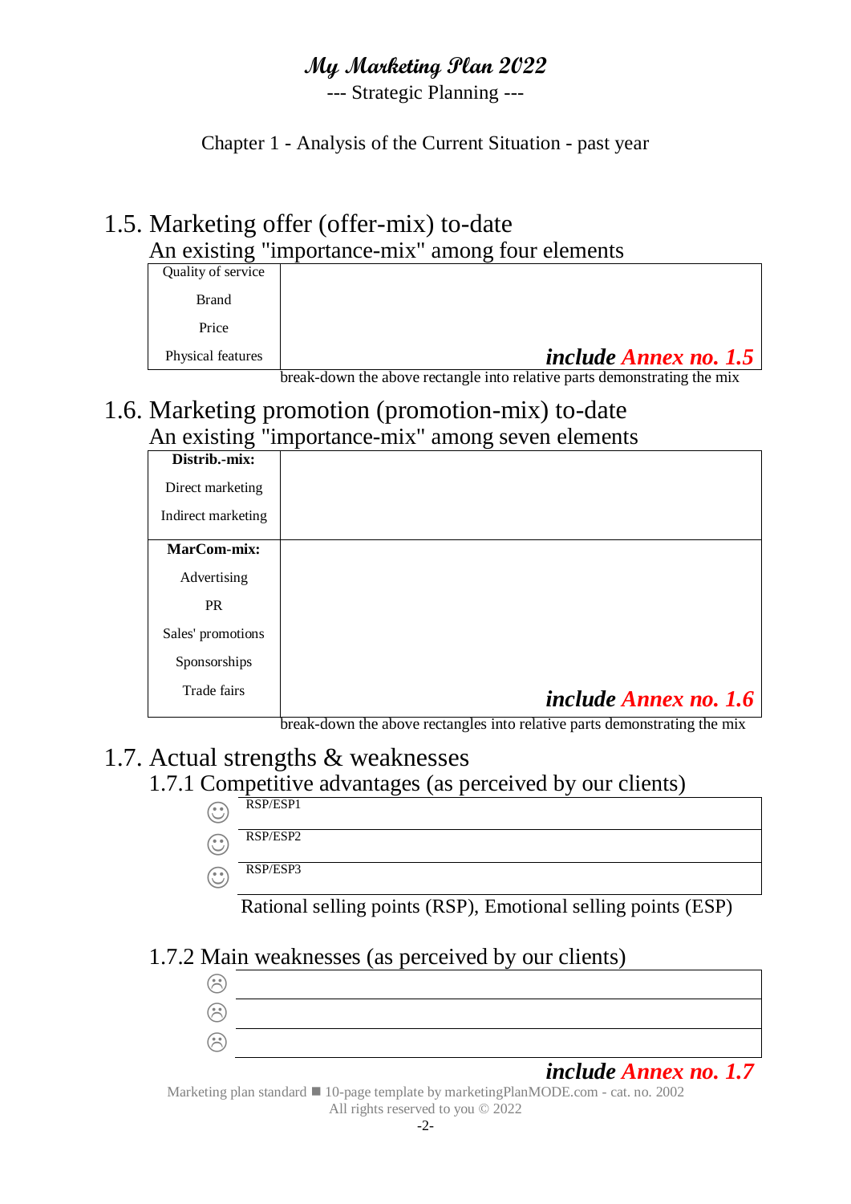# *My Marketing Plan 2022*

--- Strategic Planning ---

Chapter 1 - Analysis of the Current Situation - past year

## 1.5. Marketing offer (offer-mix) to-date

### An existing "importance-mix" among four elements

| | |
|---|---|
| Quality of service<br>Brand<br>Price<br>Physical features | ***include Annex no. 1.5*** |

break-down the above rectangle into relative parts demonstrating the mix

## 1.6. Marketing promotion (promotion-mix) to-date

### An existing "importance-mix" among seven elements

| | |
|---|---|
| **Distrib.-mix:**<br>Direct marketing<br>Indirect marketing | |
| **MarCom-mix:**<br>Advertising<br>PR<br>Sales' promotions<br>Sponsorships<br>Trade fairs | ***include Annex no. 1.6*** |

break-down the above rectangles into relative parts demonstrating the mix

## 1.7. Actual strengths & weaknesses

### 1.7.1 Competitive advantages (as perceived by our clients)

| | |
|---|---|
| ☺ | RSP/ESP1 |
| ☺ | RSP/ESP2 |
| ☺ | RSP/ESP3 |

Rational selling points (RSP), Emotional selling points (ESP)

### 1.7.2 Main weaknesses (as perceived by our clients)

| | |
|---|---|
| ☹ | |
| ☹ | |
| ☹ | |

***include Annex no. 1.7***

Marketing plan standard ■ 10-page template by marketingPlanMODE.com - cat. no. 2002
All rights reserved to you © 2022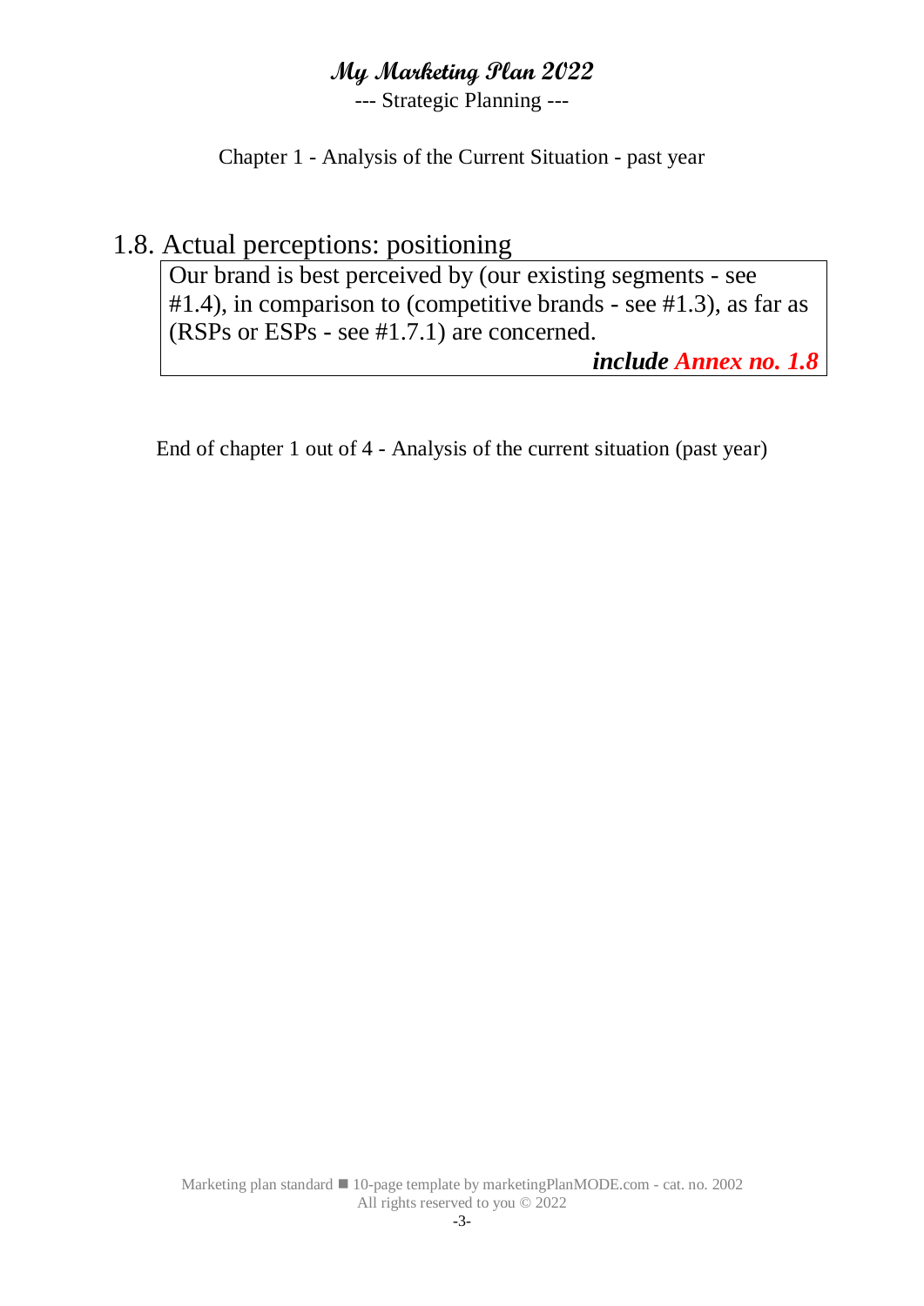# My Marketing Plan 2022

--- Strategic Planning ---

Chapter 1 - Analysis of the Current Situation - past year

## 1.8. Actual perceptions: positioning

Our brand is best perceived by (our existing segments - see #1.4), in comparison to (competitive brands - see #1.3), as far as (RSPs or ESPs - see #1.7.1) are concerned.

***include Annex no. 1.8***

End of chapter 1 out of 4 - Analysis of the current situation (past year)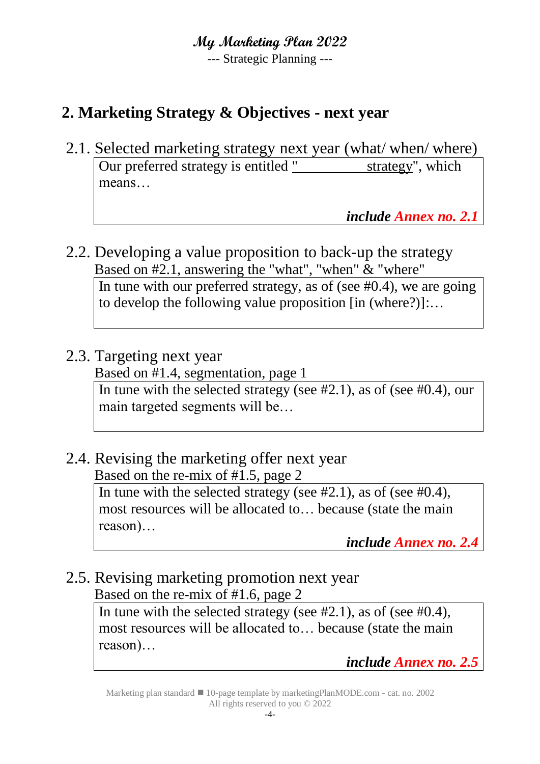## 2. Marketing Strategy & Objectives - next year

### 2.1. Selected marketing strategy next year (what/ when/ where)

Our preferred strategy is entitled "__________ strategy", which means…

***include Annex no. 2.1***

### 2.2. Developing a value proposition to back-up the strategy

Based on #2.1, answering the "what", "when" & "where"

In tune with our preferred strategy, as of (see #0.4), we are going to develop the following value proposition [in (where?)]:…

### 2.3. Targeting next year

Based on #1.4, segmentation, page 1

In tune with the selected strategy (see #2.1), as of (see #0.4), our main targeted segments will be…

### 2.4. Revising the marketing offer next year

Based on the re-mix of #1.5, page 2

In tune with the selected strategy (see #2.1), as of (see #0.4), most resources will be allocated to… because (state the main reason)…

***include Annex no. 2.4***

### 2.5. Revising marketing promotion next year

Based on the re-mix of #1.6, page 2

In tune with the selected strategy (see #2.1), as of (see #0.4), most resources will be allocated to… because (state the main reason)…

***include Annex no. 2.5***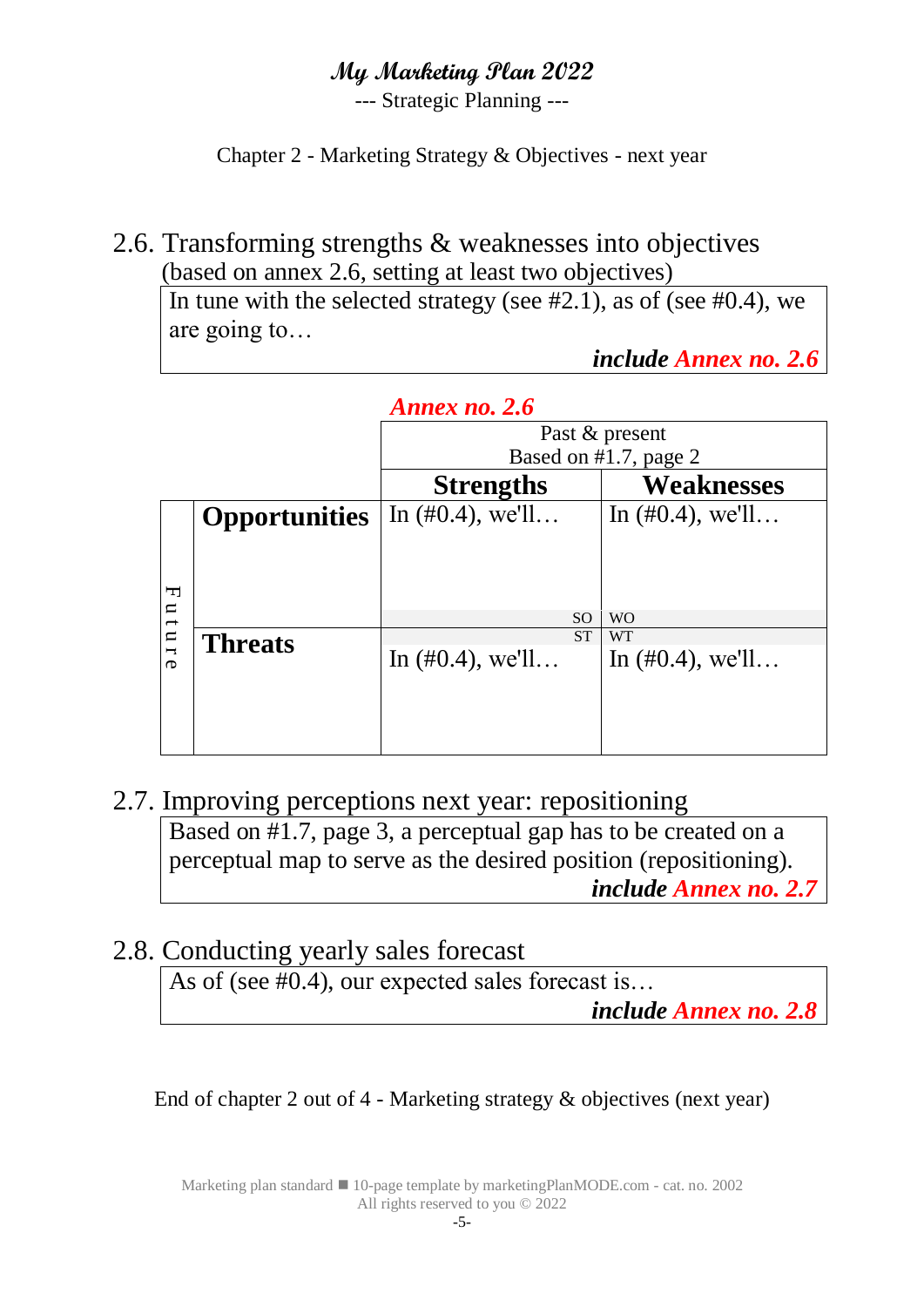# My Marketing Plan 2022

--- Strategic Planning ---

Chapter 2 - Marketing Strategy & Objectives - next year

## 2.6. Transforming strengths & weaknesses into objectives

(based on annex 2.6, setting at least two objectives)

In tune with the selected strategy (see #2.1), as of (see #0.4), we are going to…

***include Annex no. 2.6***

***Annex no. 2.6***

| | | Past & present<br>Based on #1.7, page 2 | |
|---|---|---|---|
| | | **Strengths** | **Weaknesses** |
| Future | **Opportunities** | In (#0.4), we'll…<br><br>SO | In (#0.4), we'll…<br><br>WO |
| | **Threats** | ST<br><br>In (#0.4), we'll… | WT<br><br>In (#0.4), we'll… |

## 2.7. Improving perceptions next year: repositioning

Based on #1.7, page 3, a perceptual gap has to be created on a perceptual map to serve as the desired position (repositioning).

***include Annex no. 2.7***

## 2.8. Conducting yearly sales forecast

As of (see #0.4), our expected sales forecast is…

***include Annex no. 2.8***

End of chapter 2 out of 4 - Marketing strategy & objectives (next year)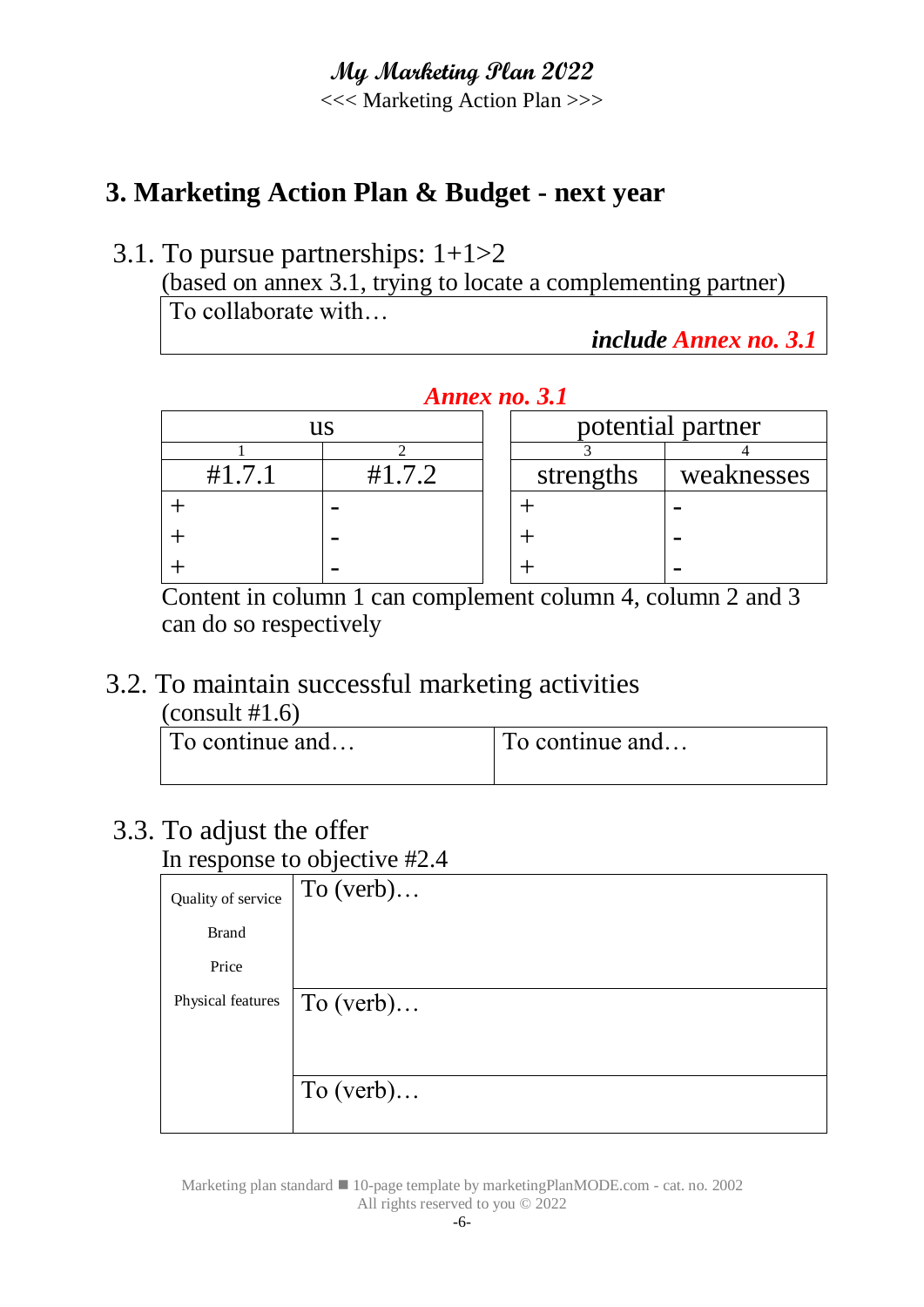# 3. Marketing Action Plan & Budget - next year

## 3.1. To pursue partnerships: 1+1>2

(based on annex 3.1, trying to locate a complementing partner)

| To collaborate with… *include* ***Annex no. 3.1*** |
|---|

***Annex no. 3.1***

| us | | potential partner | |
|---|---|---|---|
| 1 | 2 | 3 | 4 |
| #1.7.1 | #1.7.2 | strengths | weaknesses |
| + | - | + | - |
| + | - | + | - |
| + | - | + | - |

Content in column 1 can complement column 4, column 2 and 3 can do so respectively

## 3.2. To maintain successful marketing activities

(consult #1.6)

| To continue and… | To continue and… |
|---|---|

## 3.3. To adjust the offer

In response to objective #2.4

| Quality of service<br>Brand<br>Price<br>Physical features | To (verb)… |
|---|---|
| | To (verb)… |
| | To (verb)… |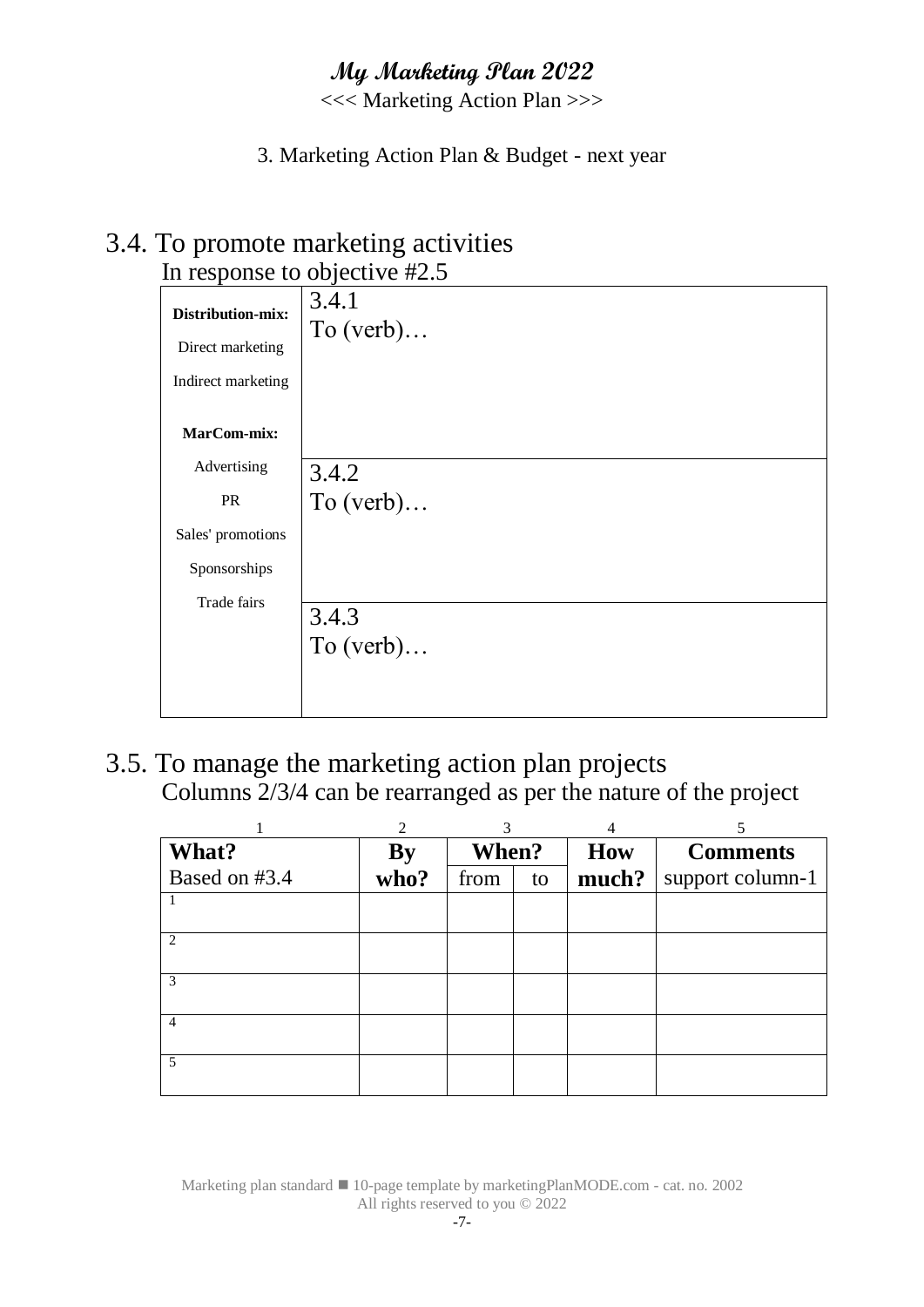# My Marketing Plan 2022

<<< Marketing Action Plan >>>

3. Marketing Action Plan & Budget - next year

## 3.4. To promote marketing activities

In response to objective #2.5

| **Distribution-mix:**<br>Direct marketing<br>Indirect marketing<br><br>**MarCom-mix:**<br>Advertising<br>PR<br>Sales' promotions<br>Sponsorships<br>Trade fairs | 3.4.1<br>To (verb)… |
|---|---|
| | 3.4.2<br>To (verb)… |
| | 3.4.3<br>To (verb)… |

## 3.5. To manage the marketing action plan projects

Columns 2/3/4 can be rearranged as per the nature of the project

| 1 | 2 | 3 | | 4 | 5 |
|---|---|---|---|---|---|
| **What?** | **By** | **When?** | | **How** | **Comments** |
| Based on #3.4 | **who?** | from | to | **much?** | support column-1 |
| 1 | | | | | |
| 2 | | | | | |
| 3 | | | | | |
| 4 | | | | | |
| 5 | | | | | |

Marketing plan standard ■ 10-page template by marketingPlanMODE.com - cat. no. 2002
All rights reserved to you © 2022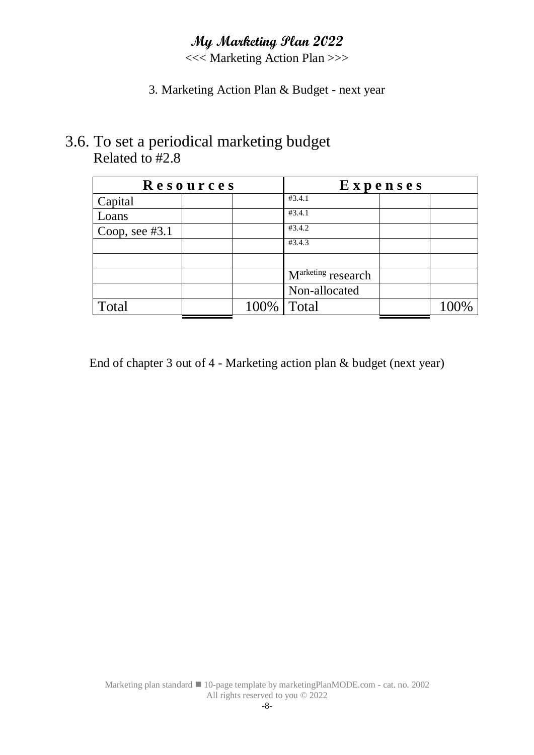# My Marketing Plan 2022

<<< Marketing Action Plan >>>

3. Marketing Action Plan & Budget - next year

## 3.6. To set a periodical marketing budget

Related to #2.8

| Resources | | | Expenses | | |
|---|---|---|---|---|---|
| Capital | | | #3.4.1 | | |
| Loans | | | #3.4.1 | | |
| Coop, see #3.1 | | | #3.4.2 | | |
| | | | #3.4.3 | | |
| | | | | | |
| | | | Marketing research | | |
| | | | Non-allocated | | |
| Total | | 100% | Total | | 100% |

End of chapter 3 out of 4 - Marketing action plan & budget (next year)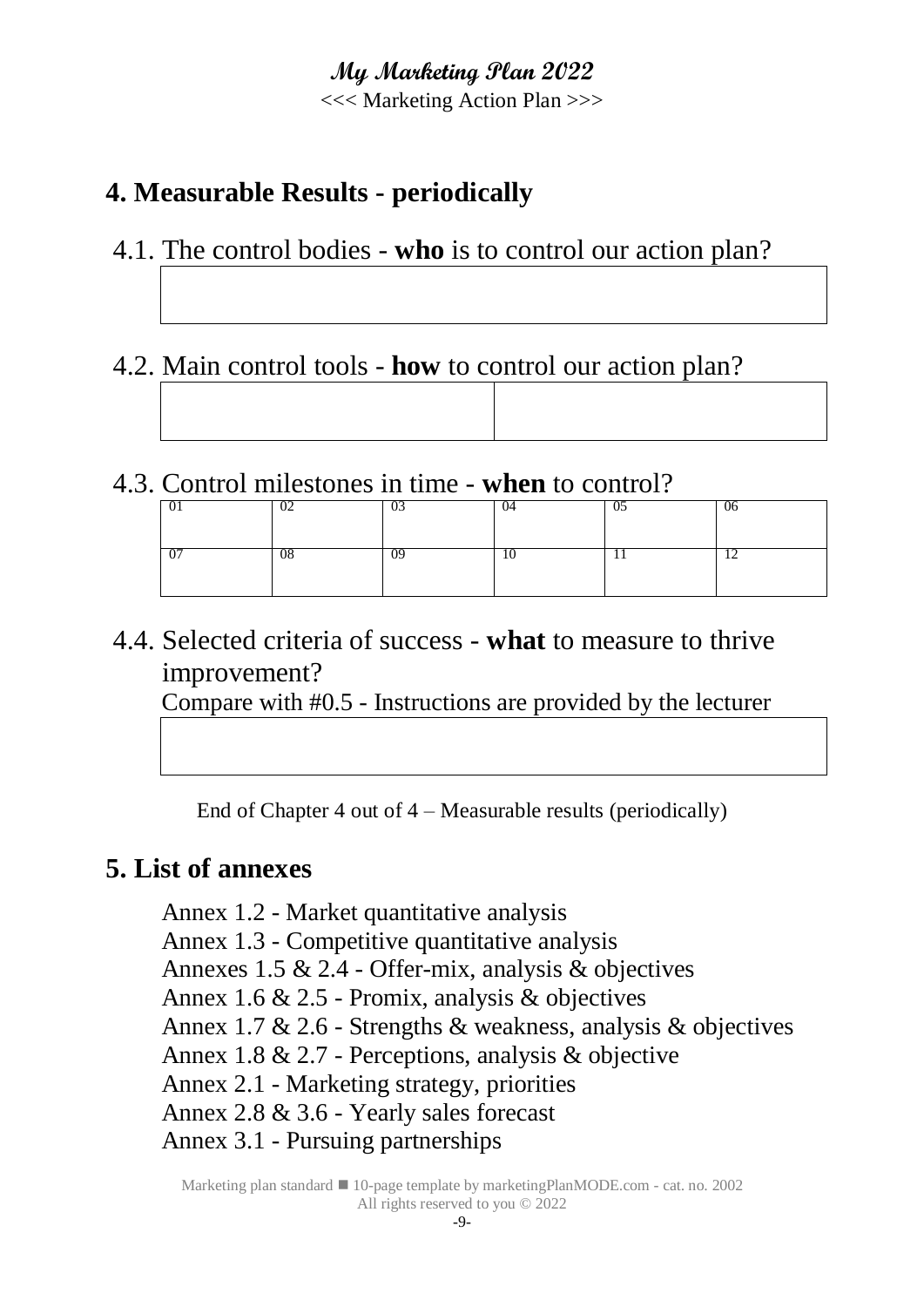**My Marketing Plan 2022**

<<< Marketing Action Plan >>>

## 4. Measurable Results - periodically

### 4.1. The control bodies - **who** is to control our action plan?

| |
|---|
| |

### 4.2. Main control tools - **how** to control our action plan?

| | |
|---|---|
| | |

### 4.3. Control milestones in time - **when** to control?

| | | | | | |
|---|---|---|---|---|---|
| 01 | 02 | 03 | 04 | 05 | 06 |
| 07 | 08 | 09 | 10 | 11 | 12 |

### 4.4. Selected criteria of success - **what** to measure to thrive improvement?

Compare with #0.5 - Instructions are provided by the lecturer

| |
|---|
| |

End of Chapter 4 out of 4 – Measurable results (periodically)

## 5. List of annexes

Annex 1.2 - Market quantitative analysis

Annex 1.3 - Competitive quantitative analysis

Annexes 1.5 & 2.4 - Offer-mix, analysis & objectives

Annex 1.6 & 2.5 - Promix, analysis & objectives

Annex 1.7 & 2.6 - Strengths & weakness, analysis & objectives

Annex 1.8 & 2.7 - Perceptions, analysis & objective

Annex 2.1 - Marketing strategy, priorities

Annex 2.8 & 3.6 - Yearly sales forecast

Annex 3.1 - Pursuing partnerships